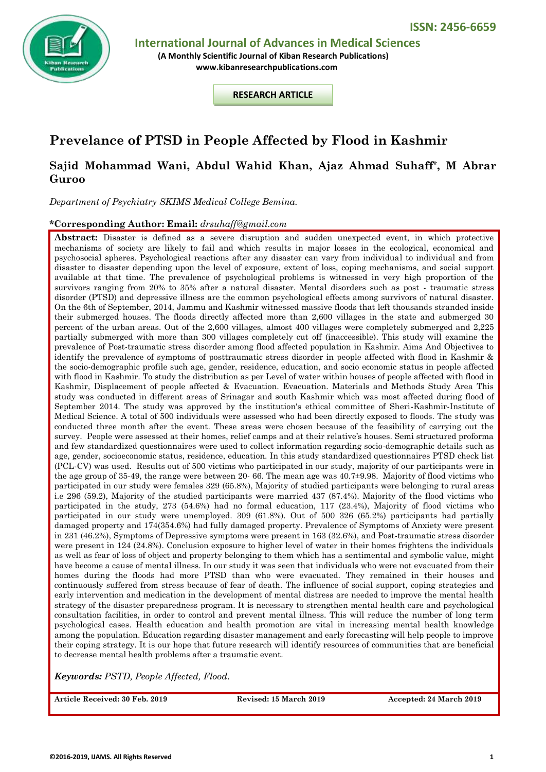ISSN: 2456-6659

**International Journal of Advances in Medical Sciences**

**(A Monthly Scientific Journal of Kiban Research Publications)**
**www.kibanresearchpublications.com**

**RESEARCH ARTICLE**

# Prevelance of PTSD in People Affected by Flood in Kashmir

## Sajid Mohammad Wani, Abdul Wahid Khan, Ajaz Ahmad Suhaff*, M Abrar Guroo

*Department of Psychiatry SKIMS Medical College Bemina.*

**\*Corresponding Author: Email:** *drsuhaff@gmail.com*

**Abstract:** Disaster is defined as a severe disruption and sudden unexpected event, in which protective mechanisms of society are likely to fail and which results in major losses in the ecological, economical and psychosocial spheres. Psychological reactions after any disaster can vary from individual to individual and from disaster to disaster depending upon the level of exposure, extent of loss, coping mechanisms, and social support available at that time. The prevalence of psychological problems is witnessed in very high proportion of the survivors ranging from 20% to 35% after a natural disaster. Mental disorders such as post - traumatic stress disorder (PTSD) and depressive illness are the common psychological effects among survivors of natural disaster. On the 6th of September, 2014, Jammu and Kashmir witnessed massive floods that left thousands stranded inside their submerged houses. The floods directly affected more than 2,600 villages in the state and submerged 30 percent of the urban areas. Out of the 2,600 villages, almost 400 villages were completely submerged and 2,225 partially submerged with more than 300 villages completely cut off (inaccessible). This study will examine the prevalence of Post-traumatic stress disorder among flood affected population in Kashmir. Aims And Objectives to identify the prevalence of symptoms of posttraumatic stress disorder in people affected with flood in Kashmir & the socio-demographic profile such age, gender, residence, education, and socio economic status in people affected with flood in Kashmir. To study the distribution as per Level of water within houses of people affected with flood in Kashmir, Displacement of people affected & Evacuation. Evacuation. Materials and Methods Study Area This study was conducted in different areas of Srinagar and south Kashmir which was most affected during flood of September 2014. The study was approved by the institution's ethical committee of Sheri-Kashmir-Institute of Medical Science. A total of 500 individuals were assessed who had been directly exposed to floods. The study was conducted three month after the event. These areas were chosen because of the feasibility of carrying out the survey. People were assessed at their homes, relief camps and at their relative's houses. Semi structured proforma and few standardized questionnaires were used to collect information regarding socio-demographic details such as age, gender, socioeconomic status, residence, education. In this study standardized questionnaires PTSD check list (PCL-CV) was used. Results out of 500 victims who participated in our study, majority of our participants were in the age group of 35-49, the range were between 20- 66. The mean age was 40.7±9.98. Majority of flood victims who participated in our study were females 329 (65.8%), Majority of studied participants were belonging to rural areas i.e 296 (59.2), Majority of the studied participants were married 437 (87.4%). Majority of the flood victims who participated in the study, 273 (54.6%) had no formal education, 117 (23.4%), Majority of flood victims who participated in our study were unemployed. 309 (61.8%). Out of 500 326 (65.2%) participants had partially damaged property and 174(354.6%) had fully damaged property. Prevalence of Symptoms of Anxiety were present in 231 (46.2%), Symptoms of Depressive symptoms were present in 163 (32.6%), and Post-traumatic stress disorder were present in 124 (24.8%). Conclusion exposure to higher level of water in their homes frightens the individuals as well as fear of loss of object and property belonging to them which has a sentimental and symbolic value, might have become a cause of mental illness. In our study it was seen that individuals who were not evacuated from their homes during the floods had more PTSD than who were evacuated. They remained in their houses and continuously suffered from stress because of fear of death. The influence of social support, coping strategies and early intervention and medication in the development of mental distress are needed to improve the mental health strategy of the disaster preparedness program. It is necessary to strengthen mental health care and psychological consultation facilities, in order to control and prevent mental illness. This will reduce the number of long term psychological cases. Health education and health promotion are vital in increasing mental health knowledge among the population. Education regarding disaster management and early forecasting will help people to improve their coping strategy. It is our hope that future research will identify resources of communities that are beneficial to decrease mental health problems after a traumatic event.

***Keywords:*** *PSTD, People Affected, Flood.*

**Article Received: 30 Feb. 2019** **Revised: 15 March 2019** **Accepted: 24 March 2019**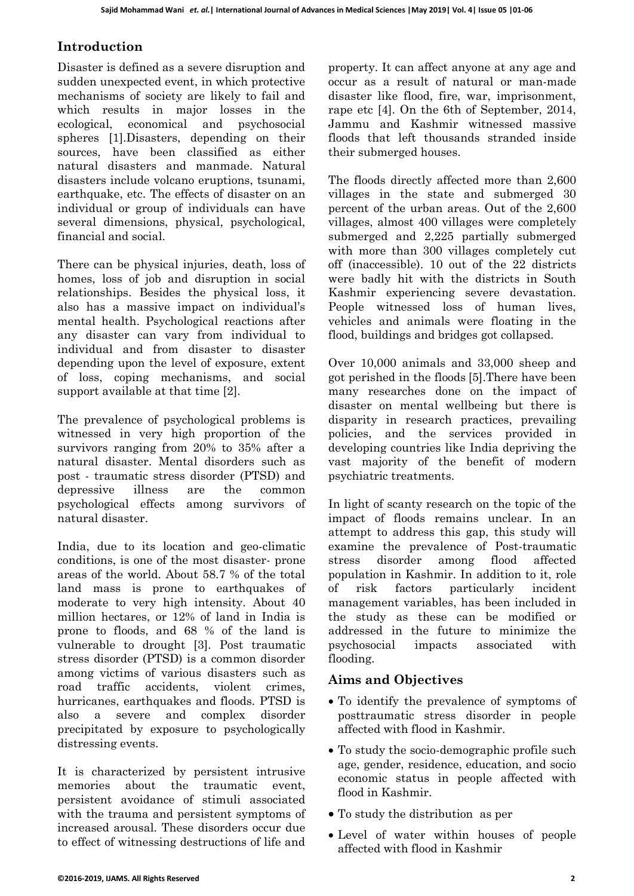## Introduction

Disaster is defined as a severe disruption and sudden unexpected event, in which protective mechanisms of society are likely to fail and which results in major losses in the ecological, economical and psychosocial spheres [1].Disasters, depending on their sources, have been classified as either natural disasters and manmade. Natural disasters include volcano eruptions, tsunami, earthquake, etc. The effects of disaster on an individual or group of individuals can have several dimensions, physical, psychological, financial and social.

There can be physical injuries, death, loss of homes, loss of job and disruption in social relationships. Besides the physical loss, it also has a massive impact on individual's mental health. Psychological reactions after any disaster can vary from individual to individual and from disaster to disaster depending upon the level of exposure, extent of loss, coping mechanisms, and social support available at that time [2].

The prevalence of psychological problems is witnessed in very high proportion of the survivors ranging from 20% to 35% after a natural disaster. Mental disorders such as post - traumatic stress disorder (PTSD) and depressive illness are the common psychological effects among survivors of natural disaster.

India, due to its location and geo-climatic conditions, is one of the most disaster- prone areas of the world. About 58.7 % of the total land mass is prone to earthquakes of moderate to very high intensity. About 40 million hectares, or 12% of land in India is prone to floods, and 68 % of the land is vulnerable to drought [3]. Post traumatic stress disorder (PTSD) is a common disorder among victims of various disasters such as road traffic accidents, violent crimes, hurricanes, earthquakes and floods. PTSD is also a severe and complex disorder precipitated by exposure to psychologically distressing events.

It is characterized by persistent intrusive memories about the traumatic event, persistent avoidance of stimuli associated with the trauma and persistent symptoms of increased arousal. These disorders occur due to effect of witnessing destructions of life and property. It can affect anyone at any age and occur as a result of natural or man-made disaster like flood, fire, war, imprisonment, rape etc [4]. On the 6th of September, 2014, Jammu and Kashmir witnessed massive floods that left thousands stranded inside their submerged houses.

The floods directly affected more than 2,600 villages in the state and submerged 30 percent of the urban areas. Out of the 2,600 villages, almost 400 villages were completely submerged and 2,225 partially submerged with more than 300 villages completely cut off (inaccessible). 10 out of the 22 districts were badly hit with the districts in South Kashmir experiencing severe devastation. People witnessed loss of human lives, vehicles and animals were floating in the flood, buildings and bridges got collapsed.

Over 10,000 animals and 33,000 sheep and got perished in the floods [5].There have been many researches done on the impact of disaster on mental wellbeing but there is disparity in research practices, prevailing policies, and the services provided in developing countries like India depriving the vast majority of the benefit of modern psychiatric treatments.

In light of scanty research on the topic of the impact of floods remains unclear. In an attempt to address this gap, this study will examine the prevalence of Post-traumatic stress disorder among flood affected population in Kashmir. In addition to it, role of risk factors particularly incident management variables, has been included in the study as these can be modified or addressed in the future to minimize the psychosocial impacts associated with flooding.

## Aims and Objectives

- To identify the prevalence of symptoms of posttraumatic stress disorder in people affected with flood in Kashmir.
- To study the socio-demographic profile such age, gender, residence, education, and socio economic status in people affected with flood in Kashmir.
- To study the distribution as per
- Level of water within houses of people affected with flood in Kashmir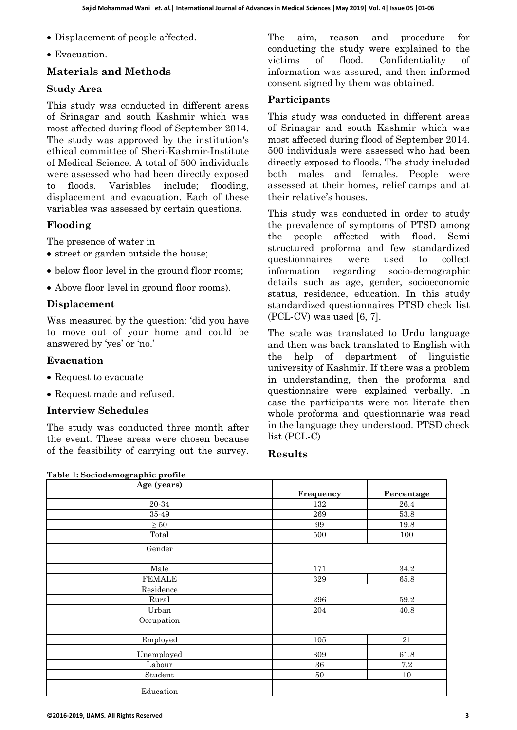- Displacement of people affected.
- Evacuation.

## Materials and Methods

### Study Area

This study was conducted in different areas of Srinagar and south Kashmir which was most affected during flood of September 2014. The study was approved by the institution's ethical committee of Sheri-Kashmir-Institute of Medical Science. A total of 500 individuals were assessed who had been directly exposed to floods. Variables include; flooding, displacement and evacuation. Each of these variables was assessed by certain questions.

### Flooding

The presence of water in

- street or garden outside the house;
- below floor level in the ground floor rooms;
- Above floor level in ground floor rooms).

### Displacement

Was measured by the question: 'did you have to move out of your home and could be answered by 'yes' or 'no.'

### Evacuation

- Request to evacuate
- Request made and refused.

### Interview Schedules

The study was conducted three month after the event. These areas were chosen because of the feasibility of carrying out the survey. The aim, reason and procedure for conducting the study were explained to the victims of flood. Confidentiality of information was assured, and then informed consent signed by them was obtained.

### Participants

This study was conducted in different areas of Srinagar and south Kashmir which was most affected during flood of September 2014. 500 individuals were assessed who had been directly exposed to floods. The study included both males and females. People were assessed at their homes, relief camps and at their relative's houses.

This study was conducted in order to study the prevalence of symptoms of PTSD among the people affected with flood. Semi structured proforma and few standardized questionnaires were used to collect information regarding socio-demographic details such as age, gender, socioeconomic status, residence, education. In this study standardized questionnaires PTSD check list (PCL-CV) was used [6, 7].

The scale was translated to Urdu language and then was back translated to English with the help of department of linguistic university of Kashmir. If there was a problem in understanding, then the proforma and questionnaire were explained verbally. In case the participants were not literate then whole proforma and questionnarie was read in the language they understood. PTSD check list (PCL-C)

## Results

**Table 1: Sociodemographic profile**

| Age (years) | Frequency | Percentage |
|---|---|---|
| 20-34 | 132 | 26.4 |
| 35-49 | 269 | 53.8 |
| ≥ 50 | 99 | 19.8 |
| Total | 500 | 100 |
| Gender | | |
| Male | 171 | 34.2 |
| FEMALE | 329 | 65.8 |
| Residence | | |
| Rural | 296 | 59.2 |
| Urban | 204 | 40.8 |
| Occupation | | |
| Employed | 105 | 21 |
| Unemployed | 309 | 61.8 |
| Labour | 36 | 7.2 |
| Student | 50 | 10 |
| Education | | |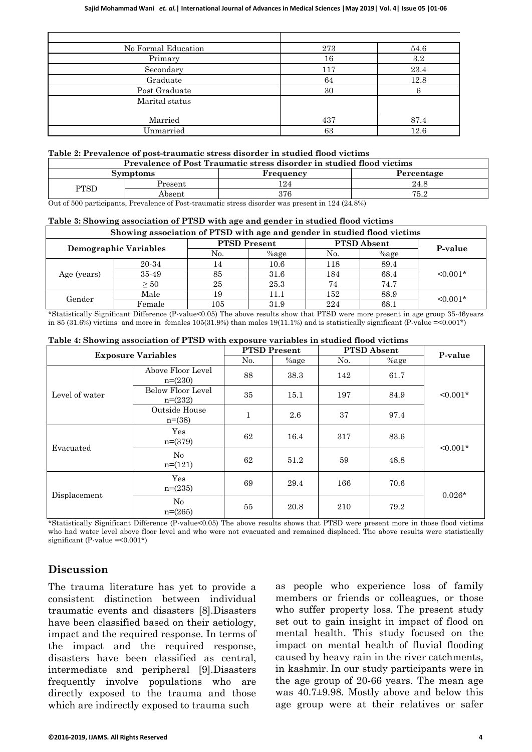| | | |
|---|---|---|
| No Formal Education | 273 | 54.6 |
| Primary | 16 | 3.2 |
| Secondary | 117 | 23.4 |
| Graduate | 64 | 12.8 |
| Post Graduate | 30 | 6 |
| Marital status | | |
| Married | 437 | 87.4 |
| Unmarried | 63 | 12.6 |

**Table 2: Prevalence of post-traumatic stress disorder in studied flood victims**

| Prevalence of Post Traumatic stress disorder in studied flood victims | | | |
|---|---|---|---|
| **Symptoms** | | **Frequency** | **Percentage** |
| PTSD | Present | 124 | 24.8 |
| | Absent | 376 | 75.2 |

Out of 500 participants, Prevalence of Post-traumatic stress disorder was present in 124 (24.8%)

**Table 3: Showing association of PTSD with age and gender in studied flood victims**

| Showing association of PTSD with age and gender in studied flood victims | | | | | | |
|---|---|---|---|---|---|---|
| **Demographic Variables** | | **PTSD Present** | | **PTSD Absent** | | **P-value** |
| | | No. | %age | No. | %age | |
| Age (years) | 20-34 | 14 | 10.6 | 118 | 89.4 | <0.001* |
| | 35-49 | 85 | 31.6 | 184 | 68.4 | |
| | ≥ 50 | 25 | 25.3 | 74 | 74.7 | |
| Gender | Male | 19 | 11.1 | 152 | 88.9 | <0.001* |
| | Female | 105 | 31.9 | 224 | 68.1 | |

*Statistically Significant Difference (P-value<0.05) The above results show that PTSD were more present in age group 35-46years in 85 (31.6%) victims and more in females 105(31.9%) than males 19(11.1%) and is statistically significant (P-value =<0.001*)

**Table 4: Showing association of PTSD with exposure variables in studied flood victims**

| **Exposure Variables** | | **PTSD Present** | | **PTSD Absent** | | **P-value** |
|---|---|---|---|---|---|---|
| | | No. | %age | No. | %age | |
| Level of water | Above Floor Level n=(230) | 88 | 38.3 | 142 | 61.7 | <0.001* |
| | Below Floor Level n=(232) | 35 | 15.1 | 197 | 84.9 | |
| | Outside House n=(38) | 1 | 2.6 | 37 | 97.4 | |
| Evacuated | Yes n=(379) | 62 | 16.4 | 317 | 83.6 | <0.001* |
| | No n=(121) | 62 | 51.2 | 59 | 48.8 | |
| Displacement | Yes n=(235) | 69 | 29.4 | 166 | 70.6 | 0.026* |
| | No n=(265) | 55 | 20.8 | 210 | 79.2 | |

*Statistically Significant Difference (P-value<0.05) The above results shows that PTSD were present more in those flood victims who had water level above floor level and who were not evacuated and remained displaced. The above results were statistically significant (P-value =<0.001*)

## Discussion

The trauma literature has yet to provide a consistent distinction between individual traumatic events and disasters [8].Disasters have been classified based on their aetiology, impact and the required response. In terms of the impact and the required response, disasters have been classified as central, intermediate and peripheral [9].Disasters frequently involve populations who are directly exposed to the trauma and those which are indirectly exposed to trauma such as people who experience loss of family members or friends or colleagues, or those who suffer property loss. The present study set out to gain insight in impact of flood on mental health. This study focused on the impact on mental health of fluvial flooding caused by heavy rain in the river catchments, in kashmir. In our study participants were in the age group of 20-66 years. The mean age was 40.7±9.98. Mostly above and below this age group were at their relatives or safer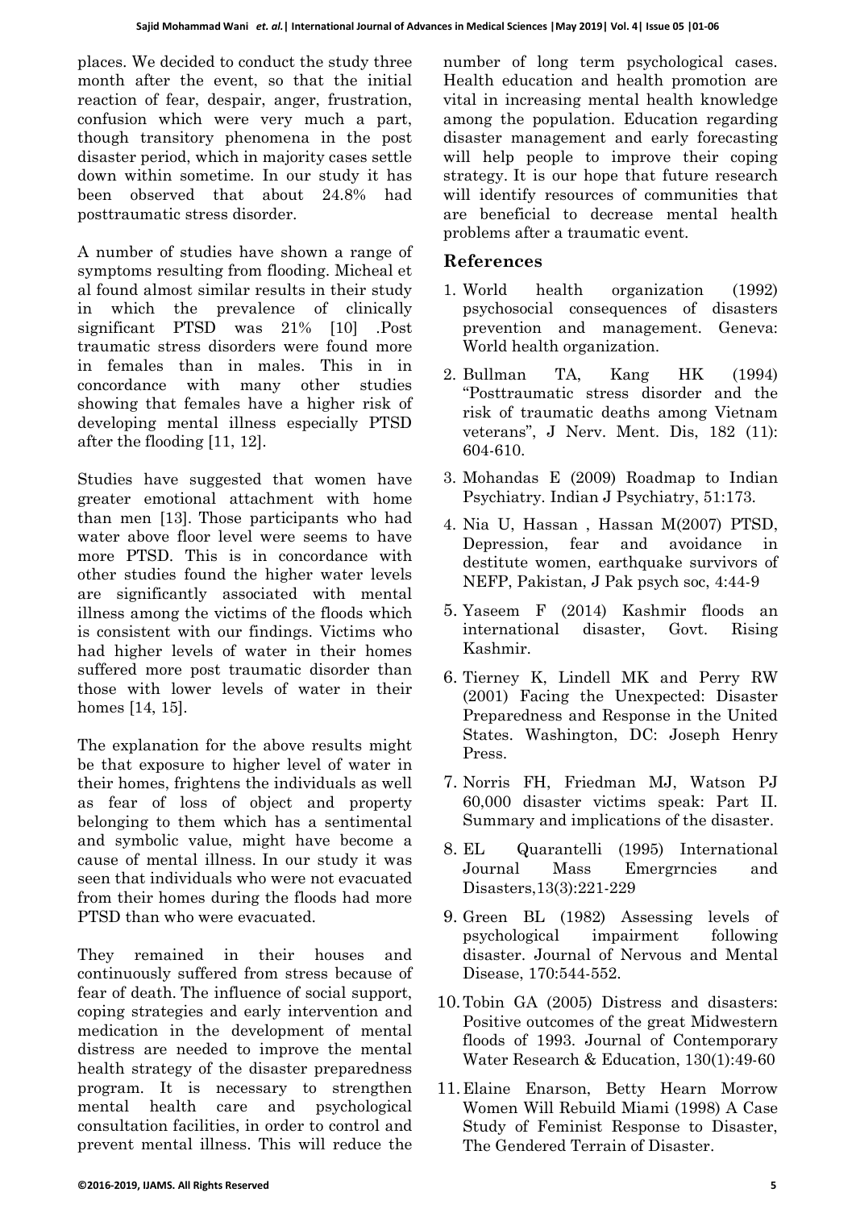places. We decided to conduct the study three month after the event, so that the initial reaction of fear, despair, anger, frustration, confusion which were very much a part, though transitory phenomena in the post disaster period, which in majority cases settle down within sometime. In our study it has been observed that about 24.8% had posttraumatic stress disorder.

A number of studies have shown a range of symptoms resulting from flooding. Micheal et al found almost similar results in their study in which the prevalence of clinically significant PTSD was 21% [10] .Post traumatic stress disorders were found more in females than in males. This in in concordance with many other studies showing that females have a higher risk of developing mental illness especially PTSD after the flooding [11, 12].

Studies have suggested that women have greater emotional attachment with home than men [13]. Those participants who had water above floor level were seems to have more PTSD. This is in concordance with other studies found the higher water levels are significantly associated with mental illness among the victims of the floods which is consistent with our findings. Victims who had higher levels of water in their homes suffered more post traumatic disorder than those with lower levels of water in their homes [14, 15].

The explanation for the above results might be that exposure to higher level of water in their homes, frightens the individuals as well as fear of loss of object and property belonging to them which has a sentimental and symbolic value, might have become a cause of mental illness. In our study it was seen that individuals who were not evacuated from their homes during the floods had more PTSD than who were evacuated.

They remained in their houses and continuously suffered from stress because of fear of death. The influence of social support, coping strategies and early intervention and medication in the development of mental distress are needed to improve the mental health strategy of the disaster preparedness program. It is necessary to strengthen mental health care and psychological consultation facilities, in order to control and prevent mental illness. This will reduce the number of long term psychological cases. Health education and health promotion are vital in increasing mental health knowledge among the population. Education regarding disaster management and early forecasting will help people to improve their coping strategy. It is our hope that future research will identify resources of communities that are beneficial to decrease mental health problems after a traumatic event.

## References

1. World health organization (1992) psychosocial consequences of disasters prevention and management. Geneva: World health organization.
2. Bullman TA, Kang HK (1994) "Posttraumatic stress disorder and the risk of traumatic deaths among Vietnam veterans", J Nerv. Ment. Dis, 182 (11): 604-610.
3. Mohandas E (2009) Roadmap to Indian Psychiatry. Indian J Psychiatry, 51:173.
4. Nia U, Hassan , Hassan M(2007) PTSD, Depression, fear and avoidance in destitute women, earthquake survivors of NEFP, Pakistan, J Pak psych soc, 4:44-9
5. Yaseem F (2014) Kashmir floods an international disaster, Govt. Rising Kashmir.
6. Tierney K, Lindell MK and Perry RW (2001) Facing the Unexpected: Disaster Preparedness and Response in the United States. Washington, DC: Joseph Henry Press.
7. Norris FH, Friedman MJ, Watson PJ 60,000 disaster victims speak: Part II. Summary and implications of the disaster.
8. EL Quarantelli (1995) International Journal Mass Emergrncies and Disasters,13(3):221-229
9. Green BL (1982) Assessing levels of psychological impairment following disaster. Journal of Nervous and Mental Disease, 170:544-552.
10. Tobin GA (2005) Distress and disasters: Positive outcomes of the great Midwestern floods of 1993. Journal of Contemporary Water Research & Education, 130(1):49-60
11. Elaine Enarson, Betty Hearn Morrow Women Will Rebuild Miami (1998) A Case Study of Feminist Response to Disaster, The Gendered Terrain of Disaster.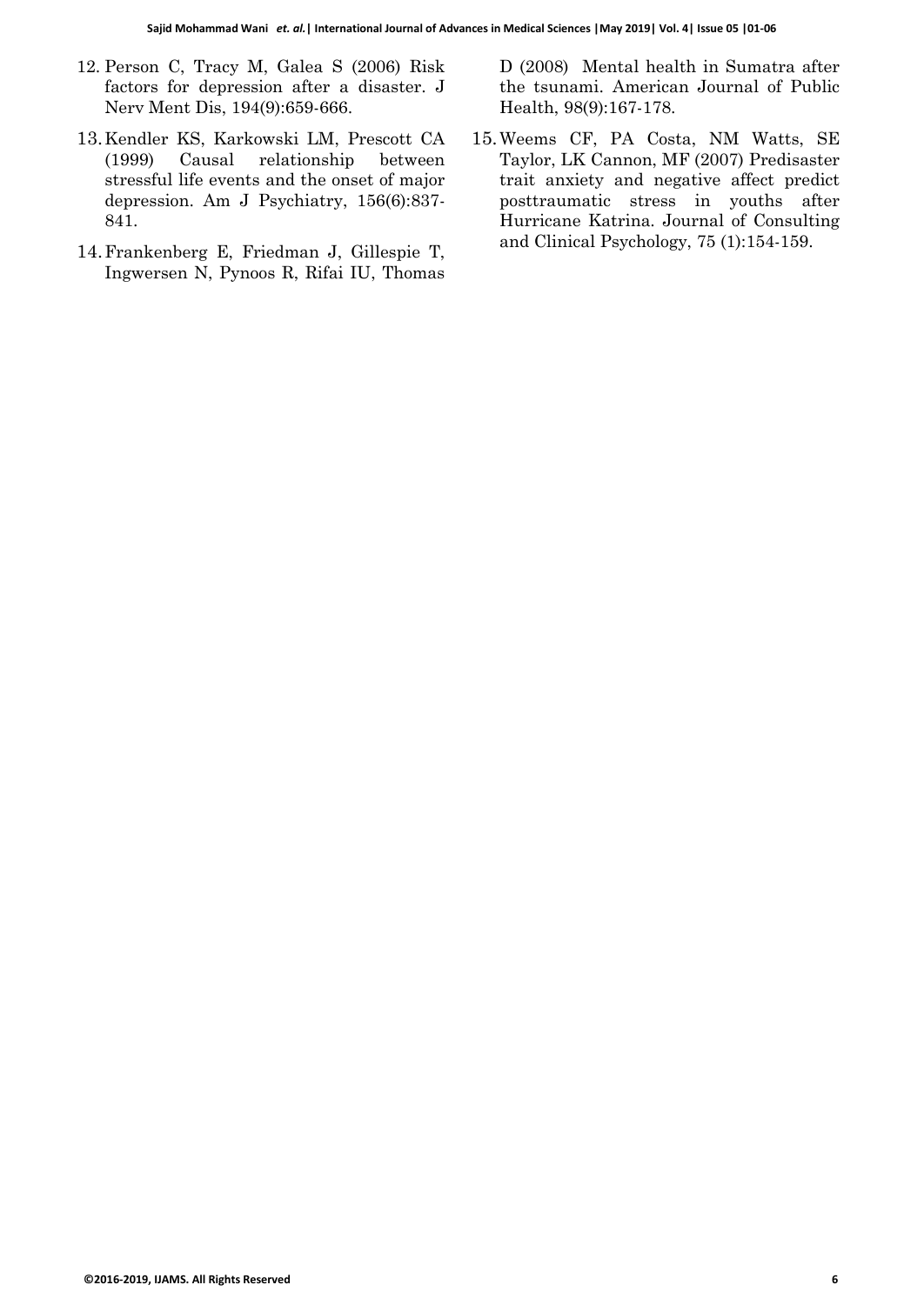12. Person C, Tracy M, Galea S (2006) Risk factors for depression after a disaster. J Nerv Ment Dis, 194(9):659-666.

13. Kendler KS, Karkowski LM, Prescott CA (1999) Causal relationship between stressful life events and the onset of major depression. Am J Psychiatry, 156(6):837-841.

14. Frankenberg E, Friedman J, Gillespie T, Ingwersen N, Pynoos R, Rifai IU, Thomas D (2008) Mental health in Sumatra after the tsunami. American Journal of Public Health, 98(9):167-178.

15. Weems CF, PA Costa, NM Watts, SE Taylor, LK Cannon, MF (2007) Predisaster trait anxiety and negative affect predict posttraumatic stress in youths after Hurricane Katrina. Journal of Consulting and Clinical Psychology, 75 (1):154-159.